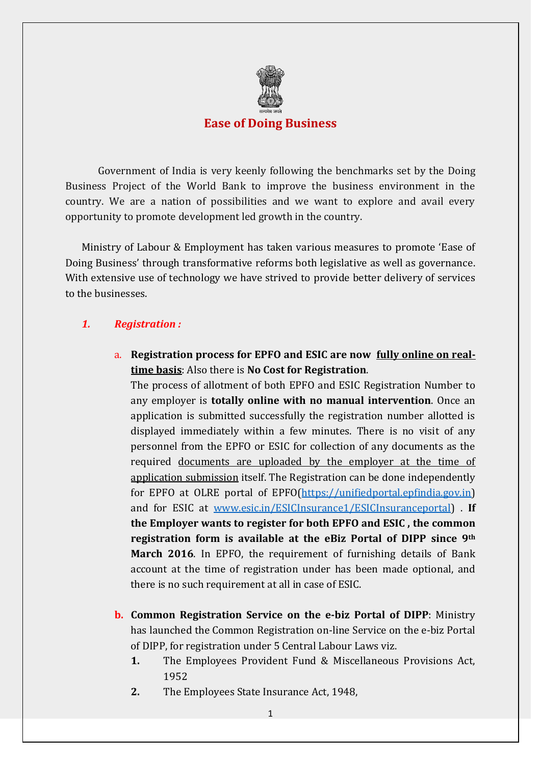# Ease of Doing Business

Government of India is very keenly following the benchmarks set by the Doing Business Project of the World Bank to improve the business environment in the country. We are a nation of possibilities and we want to explore and avail every opportunity to promote development led growth in the country.

Ministry of Labour & Employment has taken various measures to promote 'Ease of Doing Business' through transformative reforms both legislative as well as governance. With extensive use of technology we have strived to provide better delivery of services to the businesses.

## *1. Registration :*

a. **Registration process for EPFO and ESIC are now <u>fully online on real-time basis</u>**: Also there is **No Cost for Registration**.
The process of allotment of both EPFO and ESIC Registration Number to any employer is **totally online with no manual intervention**. Once an application is submitted successfully the registration number allotted is displayed immediately within a few minutes. There is no visit of any personnel from the EPFO or ESIC for collection of any documents as the required <u>documents are uploaded by the employer at the time of application submission</u> itself. The Registration can be done independently for EPFO at OLRE portal of EPFO(https://unifiedportal.epfindia.gov.in) and for ESIC at www.esic.in/ESICInsurance1/ESICInsuranceportal) . **If the Employer wants to register for both EPFO and ESIC , the common registration form is available at the eBiz Portal of DIPP since 9th March 2016**. In EPFO, the requirement of furnishing details of Bank account at the time of registration under has been made optional, and there is no such requirement at all in case of ESIC.

b. **Common Registration Service on the e-biz Portal of DIPP**: Ministry has launched the Common Registration on-line Service on the e-biz Portal of DIPP, for registration under 5 Central Labour Laws viz.
   1. The Employees Provident Fund & Miscellaneous Provisions Act, 1952
   2. The Employees State Insurance Act, 1948,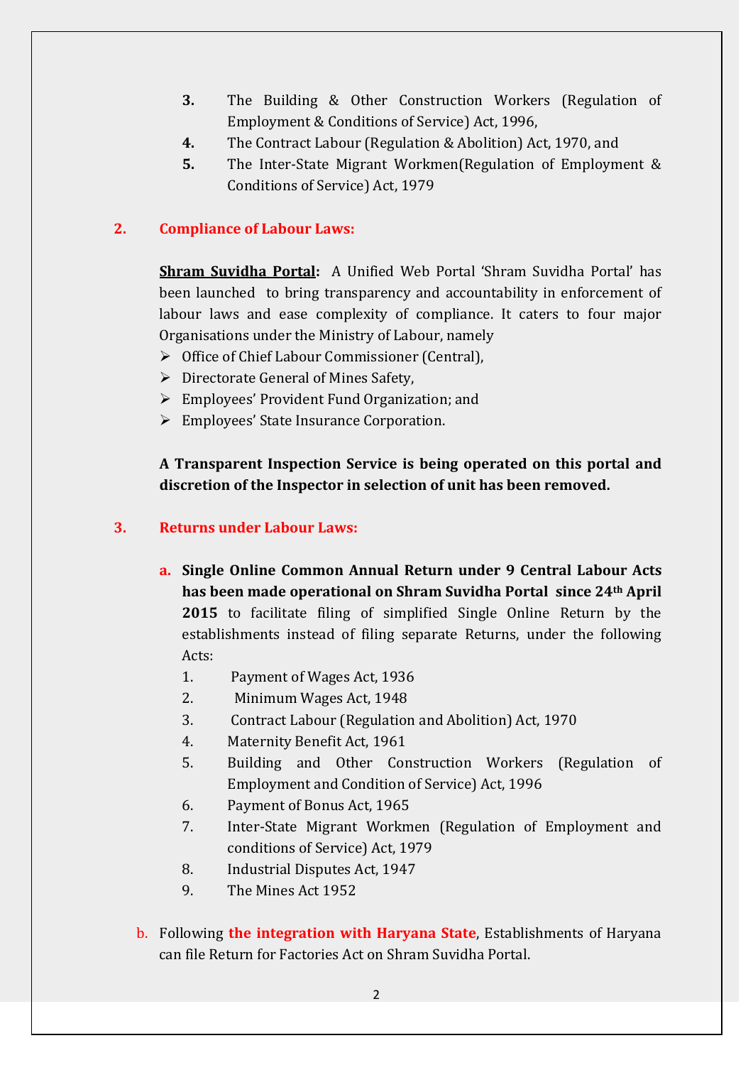3. The Building & Other Construction Workers (Regulation of Employment & Conditions of Service) Act, 1996,
4. The Contract Labour (Regulation & Abolition) Act, 1970, and
5. The Inter-State Migrant Workmen(Regulation of Employment & Conditions of Service) Act, 1979

## 2. Compliance of Labour Laws:

**Shram Suvidha Portal:** A Unified Web Portal 'Shram Suvidha Portal' has been launched to bring transparency and accountability in enforcement of labour laws and ease complexity of compliance. It caters to four major Organisations under the Ministry of Labour, namely

- Office of Chief Labour Commissioner (Central),
- Directorate General of Mines Safety,
- Employees' Provident Fund Organization; and
- Employees' State Insurance Corporation.

**A Transparent Inspection Service is being operated on this portal and discretion of the Inspector in selection of unit has been removed.**

## 3. Returns under Labour Laws:

a. **Single Online Common Annual Return under 9 Central Labour Acts has been made operational on Shram Suvidha Portal since 24th April 2015** to facilitate filing of simplified Single Online Return by the establishments instead of filing separate Returns, under the following Acts:

   1. Payment of Wages Act, 1936
   2. Minimum Wages Act, 1948
   3. Contract Labour (Regulation and Abolition) Act, 1970
   4. Maternity Benefit Act, 1961
   5. Building and Other Construction Workers (Regulation of Employment and Condition of Service) Act, 1996
   6. Payment of Bonus Act, 1965
   7. Inter-State Migrant Workmen (Regulation of Employment and conditions of Service) Act, 1979
   8. Industrial Disputes Act, 1947
   9. The Mines Act 1952

b. Following **the integration with Haryana State**, Establishments of Haryana can file Return for Factories Act on Shram Suvidha Portal.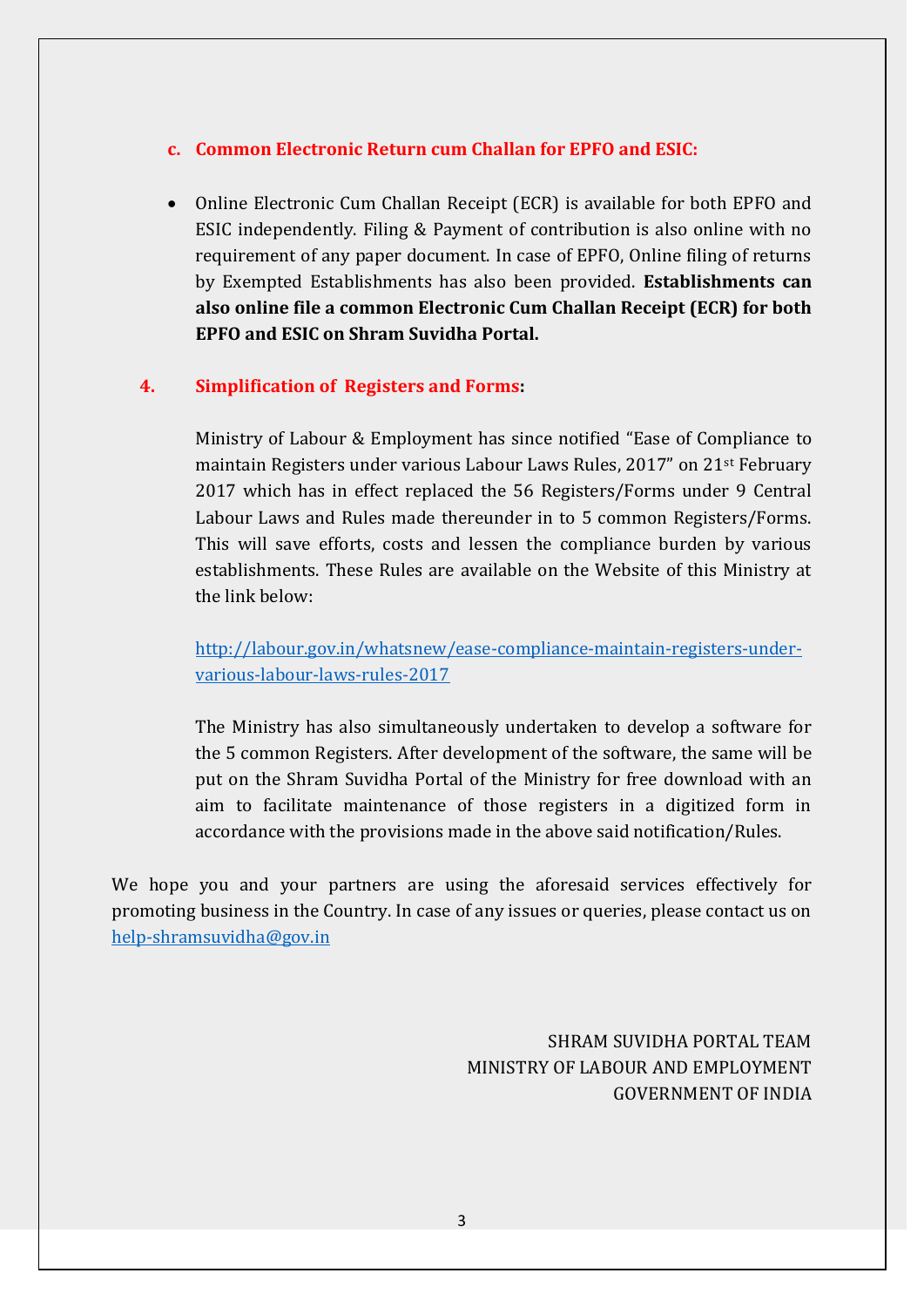### c. Common Electronic Return cum Challan for EPFO and ESIC:

- Online Electronic Cum Challan Receipt (ECR) is available for both EPFO and ESIC independently. Filing & Payment of contribution is also online with no requirement of any paper document. In case of EPFO, Online filing of returns by Exempted Establishments has also been provided. **Establishments can also online file a common Electronic Cum Challan Receipt (ECR) for both EPFO and ESIC on Shram Suvidha Portal.**

## 4. Simplification of Registers and Forms:

Ministry of Labour & Employment has since notified "Ease of Compliance to maintain Registers under various Labour Laws Rules, 2017" on 21st February 2017 which has in effect replaced the 56 Registers/Forms under 9 Central Labour Laws and Rules made thereunder in to 5 common Registers/Forms. This will save efforts, costs and lessen the compliance burden by various establishments. These Rules are available on the Website of this Ministry at the link below:

http://labour.gov.in/whatsnew/ease-compliance-maintain-registers-under-various-labour-laws-rules-2017

The Ministry has also simultaneously undertaken to develop a software for the 5 common Registers. After development of the software, the same will be put on the Shram Suvidha Portal of the Ministry for free download with an aim to facilitate maintenance of those registers in a digitized form in accordance with the provisions made in the above said notification/Rules.

We hope you and your partners are using the aforesaid services effectively for promoting business in the Country. In case of any issues or queries, please contact us on help-shramsuvidha@gov.in

SHRAM SUVIDHA PORTAL TEAM
MINISTRY OF LABOUR AND EMPLOYMENT
GOVERNMENT OF INDIA